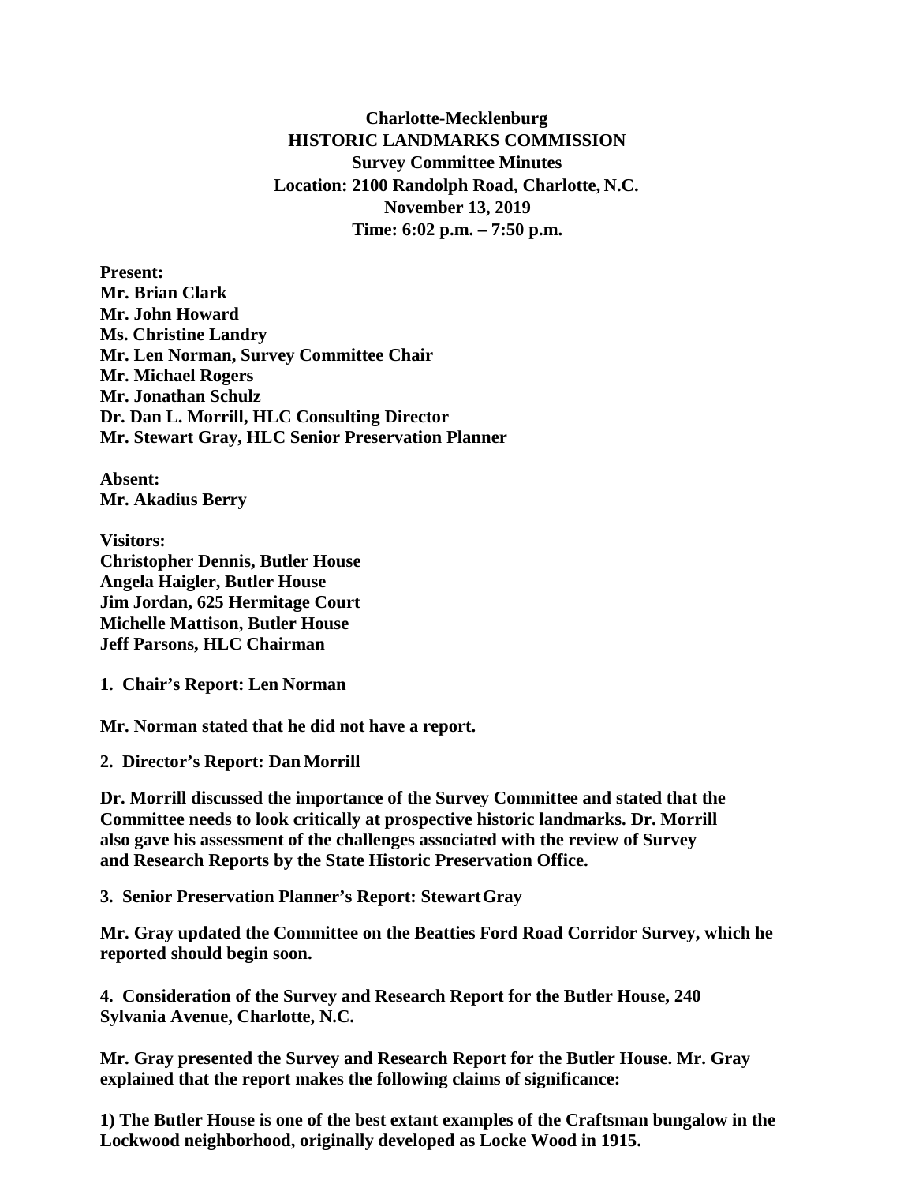**Charlotte-Mecklenburg**
**HISTORIC LANDMARKS COMMISSION**
**Survey Committee Minutes**
**Location: 2100 Randolph Road, Charlotte, N.C.**
**November 13, 2019**
**Time: 6:02 p.m. – 7:50 p.m.**

**Present:**
**Mr. Brian Clark**
**Mr. John Howard**
**Ms. Christine Landry**
**Mr. Len Norman, Survey Committee Chair**
**Mr. Michael Rogers**
**Mr. Jonathan Schulz**
**Dr. Dan L. Morrill, HLC Consulting Director**
**Mr. Stewart Gray, HLC Senior Preservation Planner**

**Absent:**
**Mr. Akadius Berry**

**Visitors:**
**Christopher Dennis, Butler House**
**Angela Haigler, Butler House**
**Jim Jordan, 625 Hermitage Court**
**Michelle Mattison, Butler House**
**Jeff Parsons, HLC Chairman**

**1. Chair's Report: Len Norman**

**Mr. Norman stated that he did not have a report.**

**2. Director's Report: Dan Morrill**

**Dr. Morrill discussed the importance of the Survey Committee and stated that the Committee needs to look critically at prospective historic landmarks. Dr. Morrill also gave his assessment of the challenges associated with the review of Survey and Research Reports by the State Historic Preservation Office.**

**3. Senior Preservation Planner's Report: Stewart Gray**

**Mr. Gray updated the Committee on the Beatties Ford Road Corridor Survey, which he reported should begin soon.**

**4. Consideration of the Survey and Research Report for the Butler House, 240 Sylvania Avenue, Charlotte, N.C.**

**Mr. Gray presented the Survey and Research Report for the Butler House. Mr. Gray explained that the report makes the following claims of significance:**

**1) The Butler House is one of the best extant examples of the Craftsman bungalow in the Lockwood neighborhood, originally developed as Locke Wood in 1915.**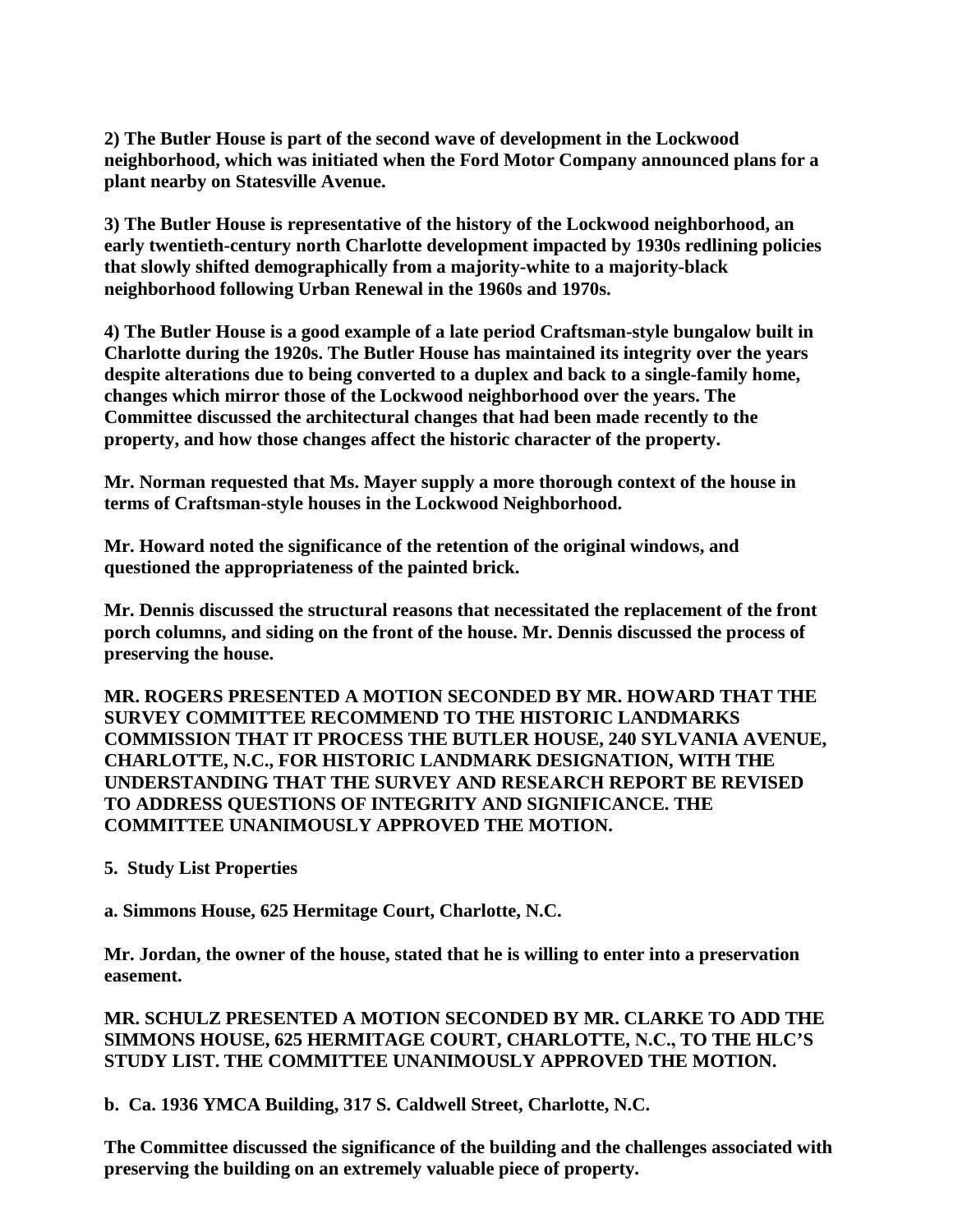**2) The Butler House is part of the second wave of development in the Lockwood neighborhood, which was initiated when the Ford Motor Company announced plans for a plant nearby on Statesville Avenue.**

**3) The Butler House is representative of the history of the Lockwood neighborhood, an early twentieth-century north Charlotte development impacted by 1930s redlining policies that slowly shifted demographically from a majority-white to a majority-black neighborhood following Urban Renewal in the 1960s and 1970s.**

**4) The Butler House is a good example of a late period Craftsman-style bungalow built in Charlotte during the 1920s. The Butler House has maintained its integrity over the years despite alterations due to being converted to a duplex and back to a single-family home, changes which mirror those of the Lockwood neighborhood over the years. The Committee discussed the architectural changes that had been made recently to the property, and how those changes affect the historic character of the property.**

**Mr. Norman requested that Ms. Mayer supply a more thorough context of the house in terms of Craftsman-style houses in the Lockwood Neighborhood.**

**Mr. Howard noted the significance of the retention of the original windows, and questioned the appropriateness of the painted brick.**

**Mr. Dennis discussed the structural reasons that necessitated the replacement of the front porch columns, and siding on the front of the house. Mr. Dennis discussed the process of preserving the house.**

**MR. ROGERS PRESENTED A MOTION SECONDED BY MR. HOWARD THAT THE SURVEY COMMITTEE RECOMMEND TO THE HISTORIC LANDMARKS COMMISSION THAT IT PROCESS THE BUTLER HOUSE, 240 SYLVANIA AVENUE, CHARLOTTE, N.C., FOR HISTORIC LANDMARK DESIGNATION, WITH THE UNDERSTANDING THAT THE SURVEY AND RESEARCH REPORT BE REVISED TO ADDRESS QUESTIONS OF INTEGRITY AND SIGNIFICANCE. THE COMMITTEE UNANIMOUSLY APPROVED THE MOTION.**

**5. Study List Properties**

**a. Simmons House, 625 Hermitage Court, Charlotte, N.C.**

**Mr. Jordan, the owner of the house, stated that he is willing to enter into a preservation easement.**

**MR. SCHULZ PRESENTED A MOTION SECONDED BY MR. CLARKE TO ADD THE SIMMONS HOUSE, 625 HERMITAGE COURT, CHARLOTTE, N.C., TO THE HLC'S STUDY LIST. THE COMMITTEE UNANIMOUSLY APPROVED THE MOTION.**

**b. Ca. 1936 YMCA Building, 317 S. Caldwell Street, Charlotte, N.C.**

**The Committee discussed the significance of the building and the challenges associated with preserving the building on an extremely valuable piece of property.**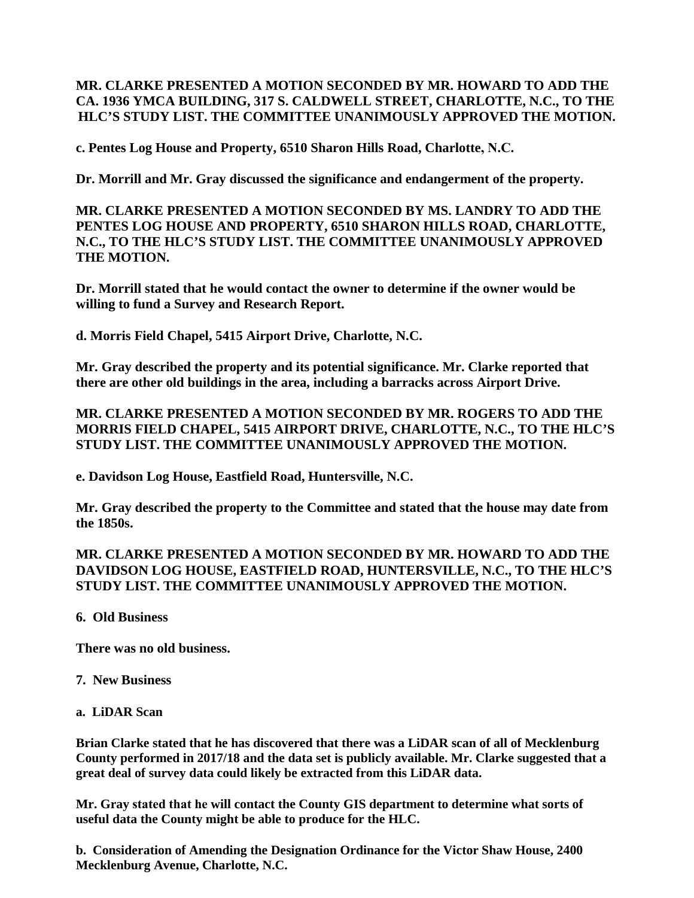**MR. CLARKE PRESENTED A MOTION SECONDED BY MR. HOWARD TO ADD THE CA. 1936 YMCA BUILDING, 317 S. CALDWELL STREET, CHARLOTTE, N.C., TO THE HLC'S STUDY LIST. THE COMMITTEE UNANIMOUSLY APPROVED THE MOTION.**

**c. Pentes Log House and Property, 6510 Sharon Hills Road, Charlotte, N.C.**

**Dr. Morrill and Mr. Gray discussed the significance and endangerment of the property.**

**MR. CLARKE PRESENTED A MOTION SECONDED BY MS. LANDRY TO ADD THE PENTES LOG HOUSE AND PROPERTY, 6510 SHARON HILLS ROAD, CHARLOTTE, N.C., TO THE HLC'S STUDY LIST. THE COMMITTEE UNANIMOUSLY APPROVED THE MOTION.**

**Dr. Morrill stated that he would contact the owner to determine if the owner would be willing to fund a Survey and Research Report.**

**d. Morris Field Chapel, 5415 Airport Drive, Charlotte, N.C.**

**Mr. Gray described the property and its potential significance. Mr. Clarke reported that there are other old buildings in the area, including a barracks across Airport Drive.**

**MR. CLARKE PRESENTED A MOTION SECONDED BY MR. ROGERS TO ADD THE MORRIS FIELD CHAPEL, 5415 AIRPORT DRIVE, CHARLOTTE, N.C., TO THE HLC'S STUDY LIST. THE COMMITTEE UNANIMOUSLY APPROVED THE MOTION.**

**e. Davidson Log House, Eastfield Road, Huntersville, N.C.**

**Mr. Gray described the property to the Committee and stated that the house may date from the 1850s.**

**MR. CLARKE PRESENTED A MOTION SECONDED BY MR. HOWARD TO ADD THE DAVIDSON LOG HOUSE, EASTFIELD ROAD, HUNTERSVILLE, N.C., TO THE HLC'S STUDY LIST. THE COMMITTEE UNANIMOUSLY APPROVED THE MOTION.**

**6. Old Business**

**There was no old business.**

**7. New Business**

**a. LiDAR Scan**

**Brian Clarke stated that he has discovered that there was a LiDAR scan of all of Mecklenburg County performed in 2017/18 and the data set is publicly available. Mr. Clarke suggested that a great deal of survey data could likely be extracted from this LiDAR data.**

**Mr. Gray stated that he will contact the County GIS department to determine what sorts of useful data the County might be able to produce for the HLC.**

**b. Consideration of Amending the Designation Ordinance for the Victor Shaw House, 2400 Mecklenburg Avenue, Charlotte, N.C.**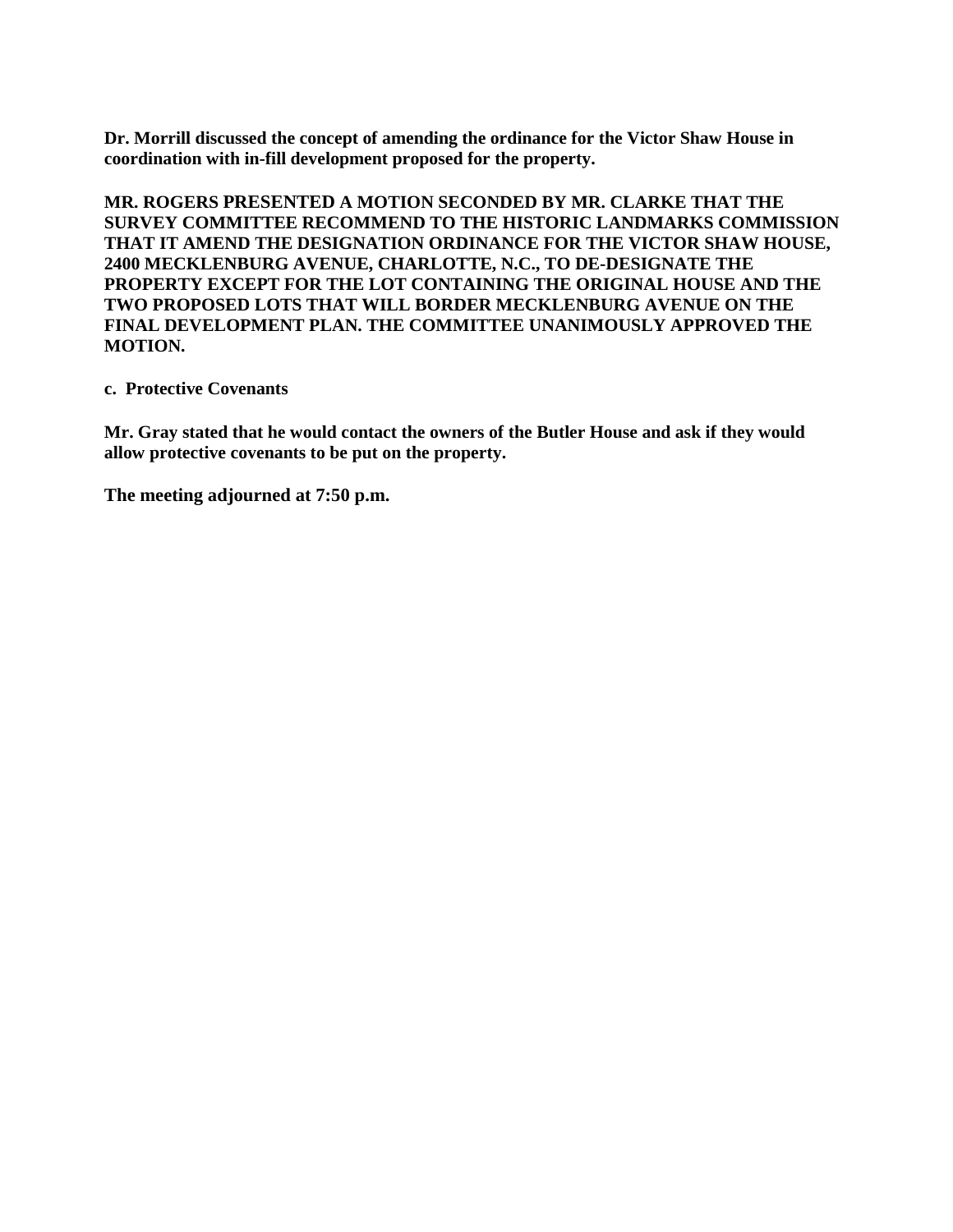**Dr. Morrill discussed the concept of amending the ordinance for the Victor Shaw House in coordination with in-fill development proposed for the property.**

**MR. ROGERS PRESENTED A MOTION SECONDED BY MR. CLARKE THAT THE SURVEY COMMITTEE RECOMMEND TO THE HISTORIC LANDMARKS COMMISSION THAT IT AMEND THE DESIGNATION ORDINANCE FOR THE VICTOR SHAW HOUSE, 2400 MECKLENBURG AVENUE, CHARLOTTE, N.C., TO DE-DESIGNATE THE PROPERTY EXCEPT FOR THE LOT CONTAINING THE ORIGINAL HOUSE AND THE TWO PROPOSED LOTS THAT WILL BORDER MECKLENBURG AVENUE ON THE FINAL DEVELOPMENT PLAN. THE COMMITTEE UNANIMOUSLY APPROVED THE MOTION.**

**c. Protective Covenants**

**Mr. Gray stated that he would contact the owners of the Butler House and ask if they would allow protective covenants to be put on the property.**

**The meeting adjourned at 7:50 p.m.**